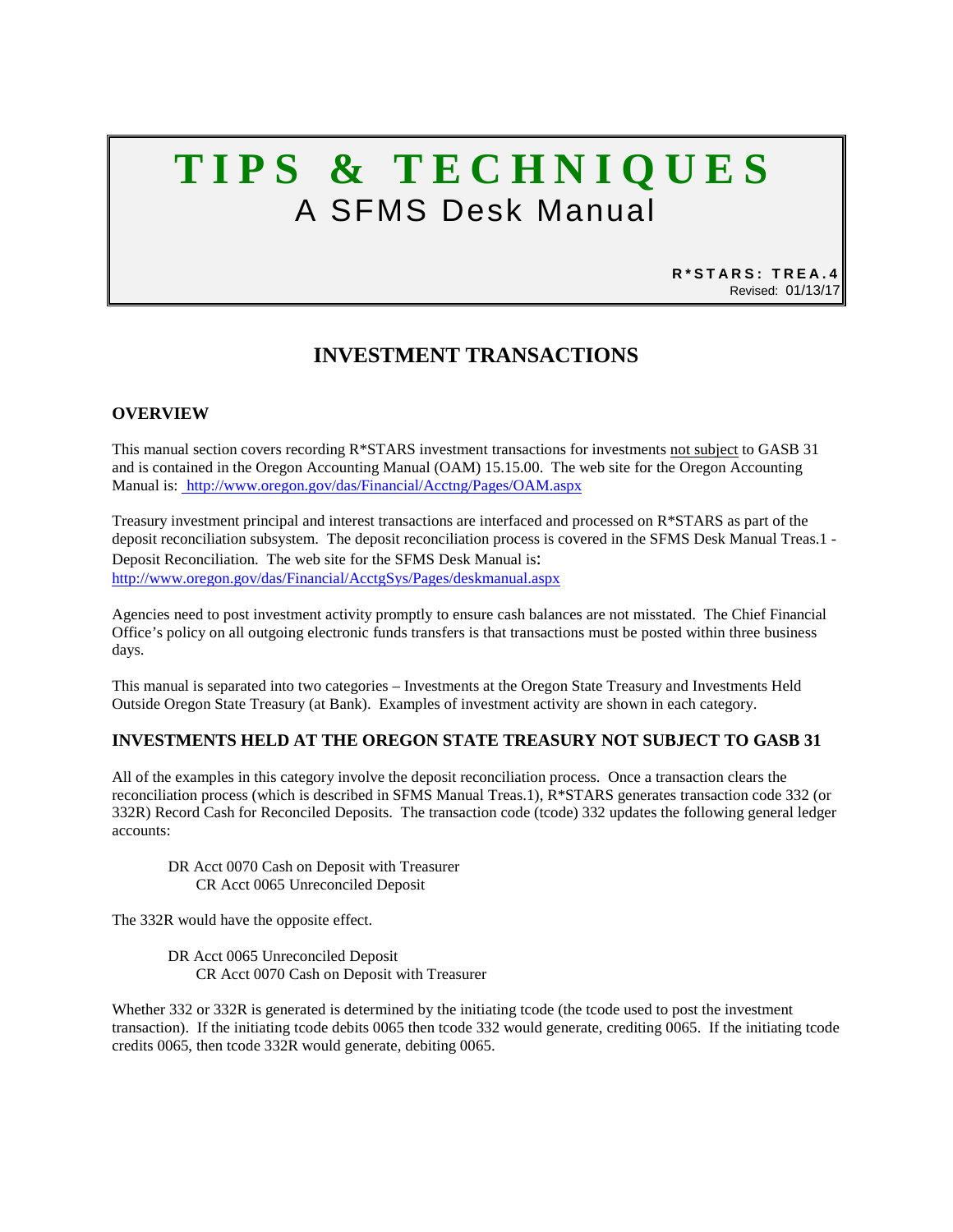# TIPS & TECHNIQUES

## A SFMS Desk Manual

**R*STARS: TREA.4**
Revised: 01/13/17

## INVESTMENT TRANSACTIONS

### OVERVIEW

This manual section covers recording R*STARS investment transactions for investments not subject to GASB 31 and is contained in the Oregon Accounting Manual (OAM) 15.15.00. The web site for the Oregon Accounting Manual is: http://www.oregon.gov/das/Financial/Acctng/Pages/OAM.aspx

Treasury investment principal and interest transactions are interfaced and processed on R*STARS as part of the deposit reconciliation subsystem. The deposit reconciliation process is covered in the SFMS Desk Manual Treas.1 - Deposit Reconciliation. The web site for the SFMS Desk Manual is:
http://www.oregon.gov/das/Financial/AcctgSys/Pages/deskmanual.aspx

Agencies need to post investment activity promptly to ensure cash balances are not misstated. The Chief Financial Office's policy on all outgoing electronic funds transfers is that transactions must be posted within three business days.

This manual is separated into two categories – Investments at the Oregon State Treasury and Investments Held Outside Oregon State Treasury (at Bank). Examples of investment activity are shown in each category.

### INVESTMENTS HELD AT THE OREGON STATE TREASURY NOT SUBJECT TO GASB 31

All of the examples in this category involve the deposit reconciliation process. Once a transaction clears the reconciliation process (which is described in SFMS Manual Treas.1), R*STARS generates transaction code 332 (or 332R) Record Cash for Reconciled Deposits. The transaction code (tcode) 332 updates the following general ledger accounts:

DR Acct 0070 Cash on Deposit with Treasurer
    CR Acct 0065 Unreconciled Deposit

The 332R would have the opposite effect.

DR Acct 0065 Unreconciled Deposit
    CR Acct 0070 Cash on Deposit with Treasurer

Whether 332 or 332R is generated is determined by the initiating tcode (the tcode used to post the investment transaction). If the initiating tcode debits 0065 then tcode 332 would generate, crediting 0065. If the initiating tcode credits 0065, then tcode 332R would generate, debiting 0065.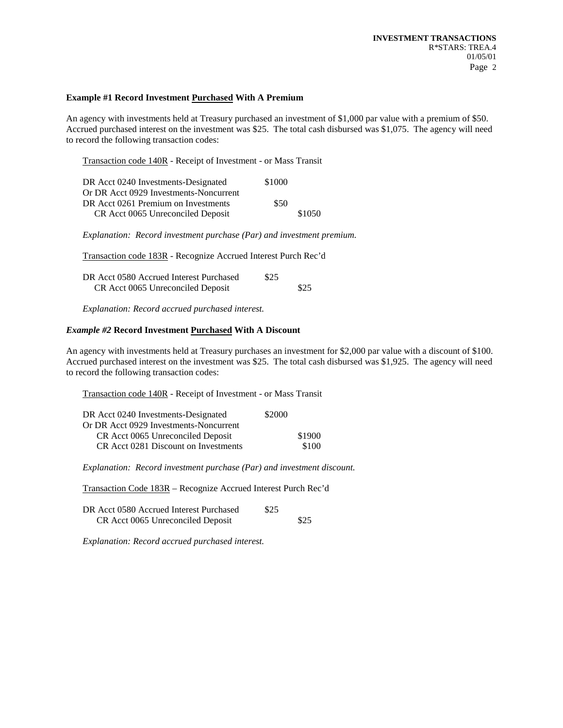### Example #1 Record Investment <u>Purchased</u> With A Premium

An agency with investments held at Treasury purchased an investment of $1,000 par value with a premium of $50. Accrued purchased interest on the investment was $25. The total cash disbursed was $1,075. The agency will need to record the following transaction codes:

<u>Transaction code 140R</u> - Receipt of Investment - or Mass Transit

| Account | DR | CR |
|---|---|---|
| DR Acct 0240 Investments-Designated | $1000 | |
| Or DR Acct 0929 Investments-Noncurrent | | |
| DR Acct 0261 Premium on Investments | $50 | |
| CR Acct 0065 Unreconciled Deposit | | $1050 |

*Explanation: Record investment purchase (Par) and investment premium.*

<u>Transaction code 183R</u> - Recognize Accrued Interest Purch Rec'd

| Account | DR | CR |
|---|---|---|
| DR Acct 0580 Accrued Interest Purchased | $25 | |
| CR Acct 0065 Unreconciled Deposit | | $25 |

*Explanation: Record accrued purchased interest.*

### *Example #2* Record Investment <u>Purchased</u> With A Discount

An agency with investments held at Treasury purchases an investment for $2,000 par value with a discount of $100. Accrued purchased interest on the investment was $25. The total cash disbursed was $1,925. The agency will need to record the following transaction codes:

<u>Transaction code 140R</u> - Receipt of Investment - or Mass Transit

| Account | DR | CR |
|---|---|---|
| DR Acct 0240 Investments-Designated | $2000 | |
| Or DR Acct 0929 Investments-Noncurrent | | |
| CR Acct 0065 Unreconciled Deposit | | $1900 |
| CR Acct 0281 Discount on Investments | | $100 |

*Explanation: Record investment purchase (Par) and investment discount.*

<u>Transaction Code 183R</u> – Recognize Accrued Interest Purch Rec'd

| Account | DR | CR |
|---|---|---|
| DR Acct 0580 Accrued Interest Purchased | $25 | |
| CR Acct 0065 Unreconciled Deposit | | $25 |

*Explanation: Record accrued purchased interest.*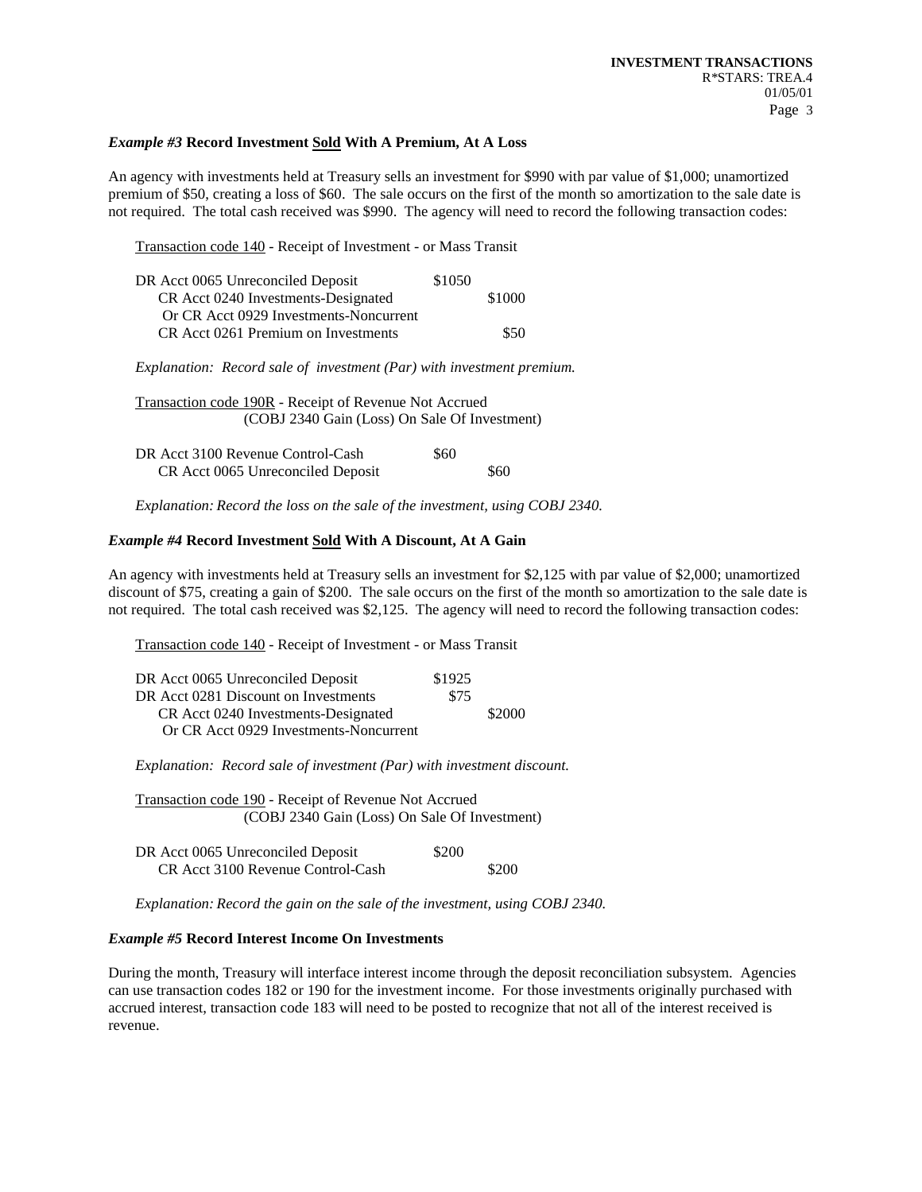### *Example #3* **Record Investment <u>Sold</u> With A Premium, At A Loss**

An agency with investments held at Treasury sells an investment for $990 with par value of $1,000; unamortized premium of $50, creating a loss of $60. The sale occurs on the first of the month so amortization to the sale date is not required. The total cash received was $990. The agency will need to record the following transaction codes:

<u>Transaction code 140</u> - Receipt of Investment - or Mass Transit

| | | |
|---|---|---|
| DR Acct 0065 Unreconciled Deposit | $1050 | |
| CR Acct 0240 Investments-Designated | | $1000 |
| Or CR Acct 0929 Investments-Noncurrent | | |
| CR Acct 0261 Premium on Investments | | $50 |

*Explanation: Record sale of investment (Par) with investment premium.*

<u>Transaction code 190R</u> - Receipt of Revenue Not Accrued
(COBJ 2340 Gain (Loss) On Sale Of Investment)

| | | |
|---|---|---|
| DR Acct 3100 Revenue Control-Cash | $60 | |
| CR Acct 0065 Unreconciled Deposit | | $60 |

*Explanation: Record the loss on the sale of the investment, using COBJ 2340.*

### *Example #4* **Record Investment <u>Sold</u> With A Discount, At A Gain**

An agency with investments held at Treasury sells an investment for $2,125 with par value of $2,000; unamortized discount of $75, creating a gain of $200. The sale occurs on the first of the month so amortization to the sale date is not required. The total cash received was $2,125. The agency will need to record the following transaction codes:

<u>Transaction code 140</u> - Receipt of Investment - or Mass Transit

| | | |
|---|---|---|
| DR Acct 0065 Unreconciled Deposit | $1925 | |
| DR Acct 0281 Discount on Investments | $75 | |
| CR Acct 0240 Investments-Designated | | $2000 |
| Or CR Acct 0929 Investments-Noncurrent | | |

*Explanation: Record sale of investment (Par) with investment discount.*

<u>Transaction code 190</u> - Receipt of Revenue Not Accrued
(COBJ 2340 Gain (Loss) On Sale Of Investment)

| | | |
|---|---|---|
| DR Acct 0065 Unreconciled Deposit | $200 | |
| CR Acct 3100 Revenue Control-Cash | | $200 |

*Explanation: Record the gain on the sale of the investment, using COBJ 2340.*

### *Example #5* **Record Interest Income On Investments**

During the month, Treasury will interface interest income through the deposit reconciliation subsystem. Agencies can use transaction codes 182 or 190 for the investment income. For those investments originally purchased with accrued interest, transaction code 183 will need to be posted to recognize that not all of the interest received is revenue.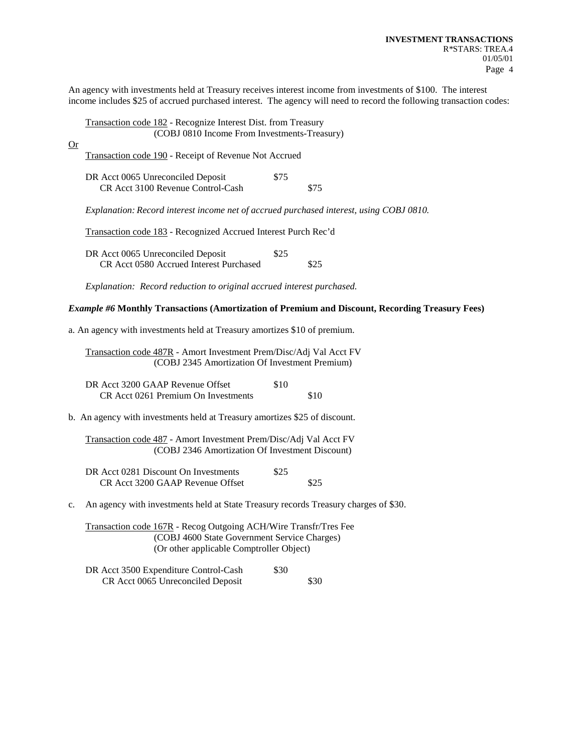An agency with investments held at Treasury receives interest income from investments of $100. The interest income includes $25 of accrued purchased interest. The agency will need to record the following transaction codes:

<u>Transaction code 182</u> - Recognize Interest Dist. from Treasury
(COBJ 0810 Income From Investments-Treasury)

<u>Or</u>

<u>Transaction code 190</u> - Receipt of Revenue Not Accrued

| | DR | CR |
|---|---|---|
| DR Acct 0065 Unreconciled Deposit | $75 | |
| CR Acct 3100 Revenue Control-Cash | | $75 |

*Explanation: Record interest income net of accrued purchased interest, using COBJ 0810.*

<u>Transaction code 183</u> - Recognized Accrued Interest Purch Rec'd

| | DR | CR |
|---|---|---|
| DR Acct 0065 Unreconciled Deposit | $25 | |
| CR Acct 0580 Accrued Interest Purchased | | $25 |

*Explanation: Record reduction to original accrued interest purchased.*

***Example #6* Monthly Transactions (Amortization of Premium and Discount, Recording Treasury Fees)**

a. An agency with investments held at Treasury amortizes $10 of premium.

<u>Transaction code 487R</u> - Amort Investment Prem/Disc/Adj Val Acct FV
(COBJ 2345 Amortization Of Investment Premium)

| | DR | CR |
|---|---|---|
| DR Acct 3200 GAAP Revenue Offset | $10 | |
| CR Acct 0261 Premium On Investments | | $10 |

b. An agency with investments held at Treasury amortizes $25 of discount.

<u>Transaction code 487</u> - Amort Investment Prem/Disc/Adj Val Acct FV
(COBJ 2346 Amortization Of Investment Discount)

| | DR | CR |
|---|---|---|
| DR Acct 0281 Discount On Investments | $25 | |
| CR Acct 3200 GAAP Revenue Offset | | $25 |

c. An agency with investments held at State Treasury records Treasury charges of $30.

<u>Transaction code 167R</u> - Recog Outgoing ACH/Wire Transfr/Tres Fee
(COBJ 4600 State Government Service Charges)
(Or other applicable Comptroller Object)

| | DR | CR |
|---|---|---|
| DR Acct 3500 Expenditure Control-Cash | $30 | |
| CR Acct 0065 Unreconciled Deposit | | $30 |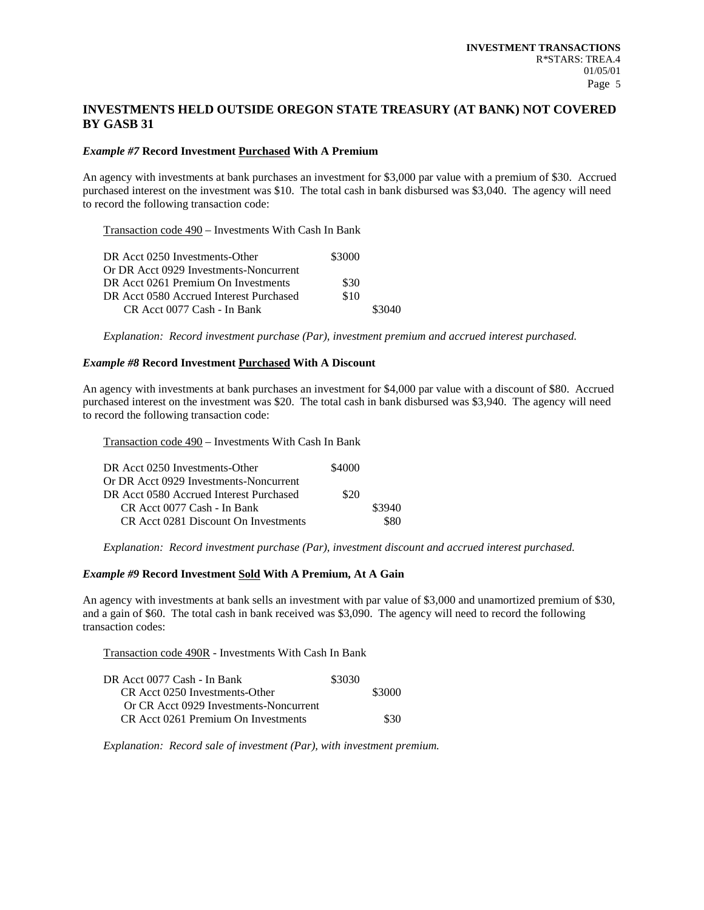## INVESTMENTS HELD OUTSIDE OREGON STATE TREASURY (AT BANK) NOT COVERED BY GASB 31

### *Example #7* Record Investment Purchased With A Premium

An agency with investments at bank purchases an investment for $3,000 par value with a premium of $30. Accrued purchased interest on the investment was $10. The total cash in bank disbursed was $3,040. The agency will need to record the following transaction code:

Transaction code 490 – Investments With Cash In Bank

| | | |
|---|---|---|
| DR Acct 0250 Investments-Other | $3000 | |
| Or DR Acct 0929 Investments-Noncurrent | | |
| DR Acct 0261 Premium On Investments | $30 | |
| DR Acct 0580 Accrued Interest Purchased | $10 | |
| CR Acct 0077 Cash - In Bank | | $3040 |

*Explanation: Record investment purchase (Par), investment premium and accrued interest purchased.*

### *Example #8* Record Investment Purchased With A Discount

An agency with investments at bank purchases an investment for $4,000 par value with a discount of $80. Accrued purchased interest on the investment was $20. The total cash in bank disbursed was $3,940. The agency will need to record the following transaction code:

Transaction code 490 – Investments With Cash In Bank

| | | |
|---|---|---|
| DR Acct 0250 Investments-Other | $4000 | |
| Or DR Acct 0929 Investments-Noncurrent | | |
| DR Acct 0580 Accrued Interest Purchased | $20 | |
| CR Acct 0077 Cash - In Bank | | $3940 |
| CR Acct 0281 Discount On Investments | | $80 |

*Explanation: Record investment purchase (Par), investment discount and accrued interest purchased.*

### *Example #9* Record Investment Sold With A Premium, At A Gain

An agency with investments at bank sells an investment with par value of $3,000 and unamortized premium of $30, and a gain of $60. The total cash in bank received was $3,090. The agency will need to record the following transaction codes:

Transaction code 490R - Investments With Cash In Bank

| | | |
|---|---|---|
| DR Acct 0077 Cash - In Bank | $3030 | |
| CR Acct 0250 Investments-Other | | $3000 |
| Or CR Acct 0929 Investments-Noncurrent | | |
| CR Acct 0261 Premium On Investments | | $30 |

*Explanation: Record sale of investment (Par), with investment premium.*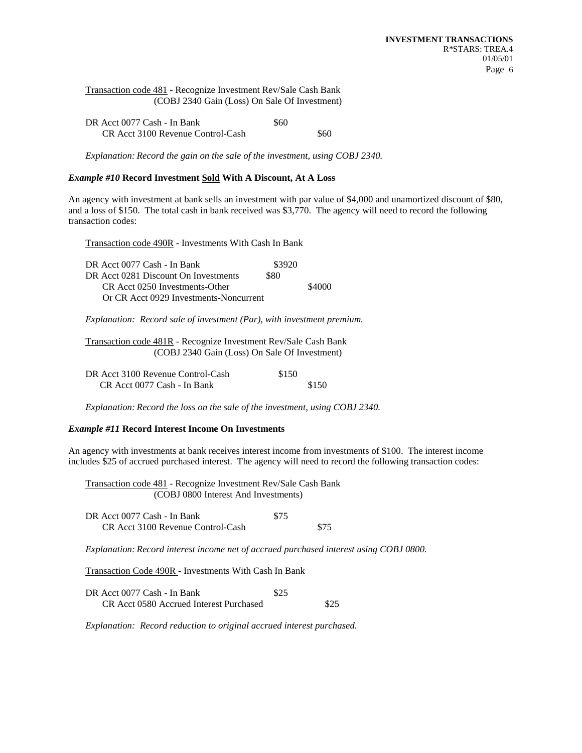Transaction code 481 - Recognize Investment Rev/Sale Cash Bank
(COBJ 2340 Gain (Loss) On Sale Of Investment)

| | | |
|---|---|---|
| DR Acct 0077 Cash - In Bank | $60 | |
| CR Acct 3100 Revenue Control-Cash | | $60 |

*Explanation: Record the gain on the sale of the investment, using COBJ 2340.*

### *Example #10* **Record Investment Sold With A Discount, At A Loss**

An agency with investment at bank sells an investment with par value of $4,000 and unamortized discount of $80, and a loss of $150. The total cash in bank received was $3,770. The agency will need to record the following transaction codes:

Transaction code 490R - Investments With Cash In Bank

| | | |
|---|---|---|
| DR Acct 0077 Cash - In Bank | $3920 | |
| DR Acct 0281 Discount On Investments | $80 | |
| CR Acct 0250 Investments-Other | | $4000 |
| Or CR Acct 0929 Investments-Noncurrent | | |

*Explanation: Record sale of investment (Par), with investment premium.*

Transaction code 481R - Recognize Investment Rev/Sale Cash Bank
(COBJ 2340 Gain (Loss) On Sale Of Investment)

| | | |
|---|---|---|
| DR Acct 3100 Revenue Control-Cash | $150 | |
| CR Acct 0077 Cash - In Bank | | $150 |

*Explanation: Record the loss on the sale of the investment, using COBJ 2340.*

### *Example #11* **Record Interest Income On Investments**

An agency with investments at bank receives interest income from investments of $100. The interest income includes $25 of accrued purchased interest. The agency will need to record the following transaction codes:

Transaction code 481 - Recognize Investment Rev/Sale Cash Bank
(COBJ 0800 Interest And Investments)

| | | |
|---|---|---|
| DR Acct 0077 Cash - In Bank | $75 | |
| CR Acct 3100 Revenue Control-Cash | | $75 |

*Explanation: Record interest income net of accrued purchased interest using COBJ 0800.*

Transaction Code 490R - Investments With Cash In Bank

| | | |
|---|---|---|
| DR Acct 0077 Cash - In Bank | $25 | |
| CR Acct 0580 Accrued Interest Purchased | | $25 |

*Explanation: Record reduction to original accrued interest purchased.*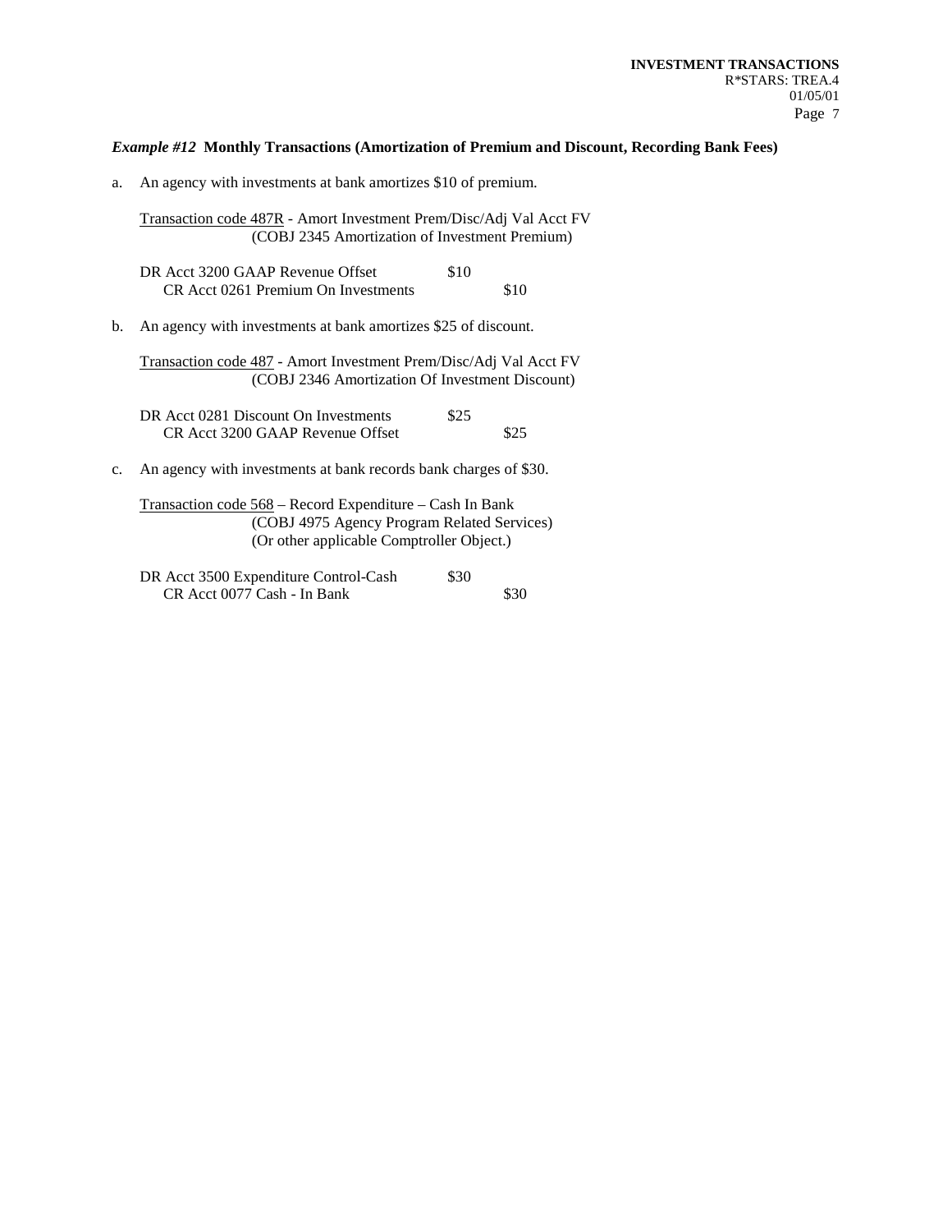### *Example #12* **Monthly Transactions (Amortization of Premium and Discount, Recording Bank Fees)**

a. An agency with investments at bank amortizes $10 of premium.

<u>Transaction code 487R</u> - Amort Investment Prem/Disc/Adj Val Acct FV
(COBJ 2345 Amortization of Investment Premium)

| | | |
|---|---|---|
| DR Acct 3200 GAAP Revenue Offset | $10 | |
| CR Acct 0261 Premium On Investments | | $10 |

b. An agency with investments at bank amortizes $25 of discount.

<u>Transaction code 487</u> - Amort Investment Prem/Disc/Adj Val Acct FV
(COBJ 2346 Amortization Of Investment Discount)

| | | |
|---|---|---|
| DR Acct 0281 Discount On Investments | $25 | |
| CR Acct 3200 GAAP Revenue Offset | | $25 |

c. An agency with investments at bank records bank charges of $30.

<u>Transaction code 568</u> – Record Expenditure – Cash In Bank
(COBJ 4975 Agency Program Related Services)
(Or other applicable Comptroller Object.)

| | | |
|---|---|---|
| DR Acct 3500 Expenditure Control-Cash | $30 | |
| CR Acct 0077 Cash - In Bank | | $30 |